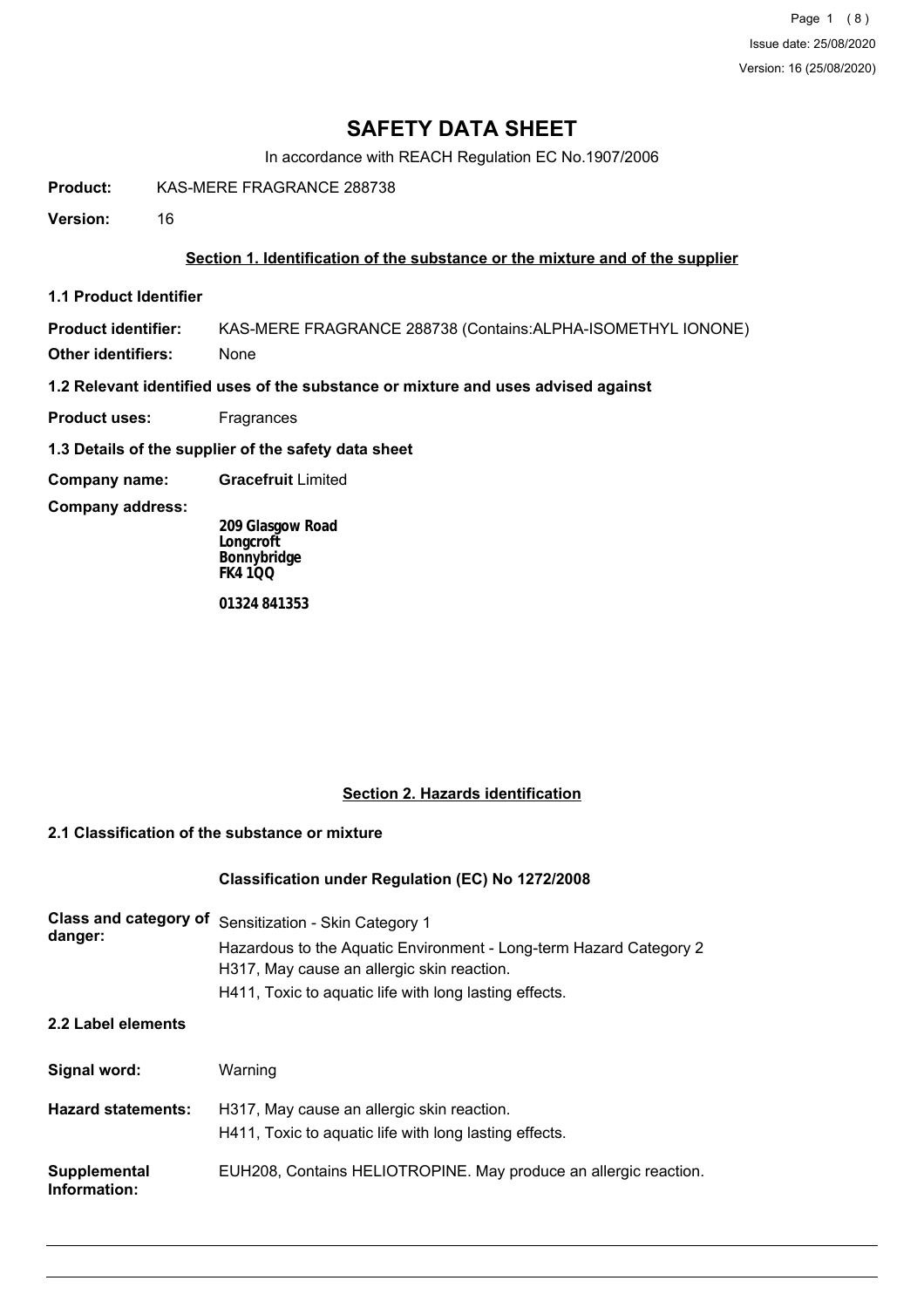# SAFETY DATA SHEET

In accordance with REACH Regulation EC No.1907/2006

**Product:** KAS-MERE FRAGRANCE 288738

**Version:** 16

## Section 1. Identification of the substance or the mixture and of the supplier

### 1.1 Product Identifier

**Product identifier:** KAS-MERE FRAGRANCE 288738 (Contains:ALPHA-ISOMETHYL IONONE)

**Other identifiers:** None

### 1.2 Relevant identified uses of the substance or mixture and uses advised against

**Product uses:** Fragrances

### 1.3 Details of the supplier of the safety data sheet

**Company name:** **Gracefruit** Limited

**Company address:**

**209 Glasgow Road**
**Longcroft**
**Bonnybridge**
**FK4 1QQ**

**01324 841353**

## Section 2. Hazards identification

### 2.1 Classification of the substance or mixture

**Classification under Regulation (EC) No 1272/2008**

**Class and category of danger:**
Sensitization - Skin Category 1
Hazardous to the Aquatic Environment - Long-term Hazard Category 2
H317, May cause an allergic skin reaction.
H411, Toxic to aquatic life with long lasting effects.

### 2.2 Label elements

**Signal word:** Warning

**Hazard statements:**
H317, May cause an allergic skin reaction.
H411, Toxic to aquatic life with long lasting effects.

**Supplemental Information:** EUH208, Contains HELIOTROPINE. May produce an allergic reaction.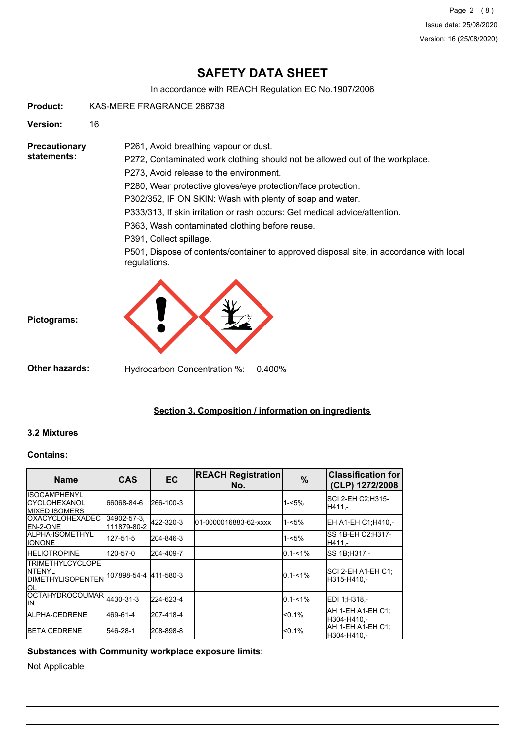# SAFETY DATA SHEET

In accordance with REACH Regulation EC No.1907/2006

**Product:** KAS-MERE FRAGRANCE 288738

**Version:** 16

**Precautionary statements:**

P261, Avoid breathing vapour or dust.

P272, Contaminated work clothing should not be allowed out of the workplace.

P273, Avoid release to the environment.

P280, Wear protective gloves/eye protection/face protection.

P302/352, IF ON SKIN: Wash with plenty of soap and water.

P333/313, If skin irritation or rash occurs: Get medical advice/attention.

P363, Wash contaminated clothing before reuse.

P391, Collect spillage.

P501, Dispose of contents/container to approved disposal site, in accordance with local regulations.

**Pictograms:**

**Other hazards:** Hydrocarbon Concentration %: 0.400%

## Section 3. Composition / information on ingredients

### 3.2 Mixtures

**Contains:**

| Name | CAS | EC | REACH Registration No. | % | Classification for (CLP) 1272/2008 |
|---|---|---|---|---|---|
| ISOCAMPHENYL CYCLOHEXANOL MIXED ISOMERS | 66068-84-6 | 266-100-3 | | 1-<5% | SCI 2-EH C2;H315-H411,- |
| OXACYCLOHEXADECEN-2-ONE | 34902-57-3, 111879-80-2 | 422-320-3 | 01-0000016883-62-xxxx | 1-<5% | EH A1-EH C1;H410,- |
| ALPHA-ISOMETHYL IONONE | 127-51-5 | 204-846-3 | | 1-<5% | SS 1B-EH C2;H317-H411,- |
| HELIOTROPINE | 120-57-0 | 204-409-7 | | 0.1-<1% | SS 1B;H317,- |
| TRIMETHYLCYCLOPENTENYL DIMETHYLISOPENTENOL | 107898-54-4 | 411-580-3 | | 0.1-<1% | SCI 2-EH A1-EH C1;H315-H410,- |
| OCTAHYDROCOUMARIN | 4430-31-3 | 224-623-4 | | 0.1-<1% | EDI 1;H318,- |
| ALPHA-CEDRENE | 469-61-4 | 207-418-4 | | <0.1% | AH 1-EH A1-EH C1;H304-H410,- |
| BETA CEDRENE | 546-28-1 | 208-898-8 | | <0.1% | AH 1-EH A1-EH C1;H304-H410,- |

**Substances with Community workplace exposure limits:**

Not Applicable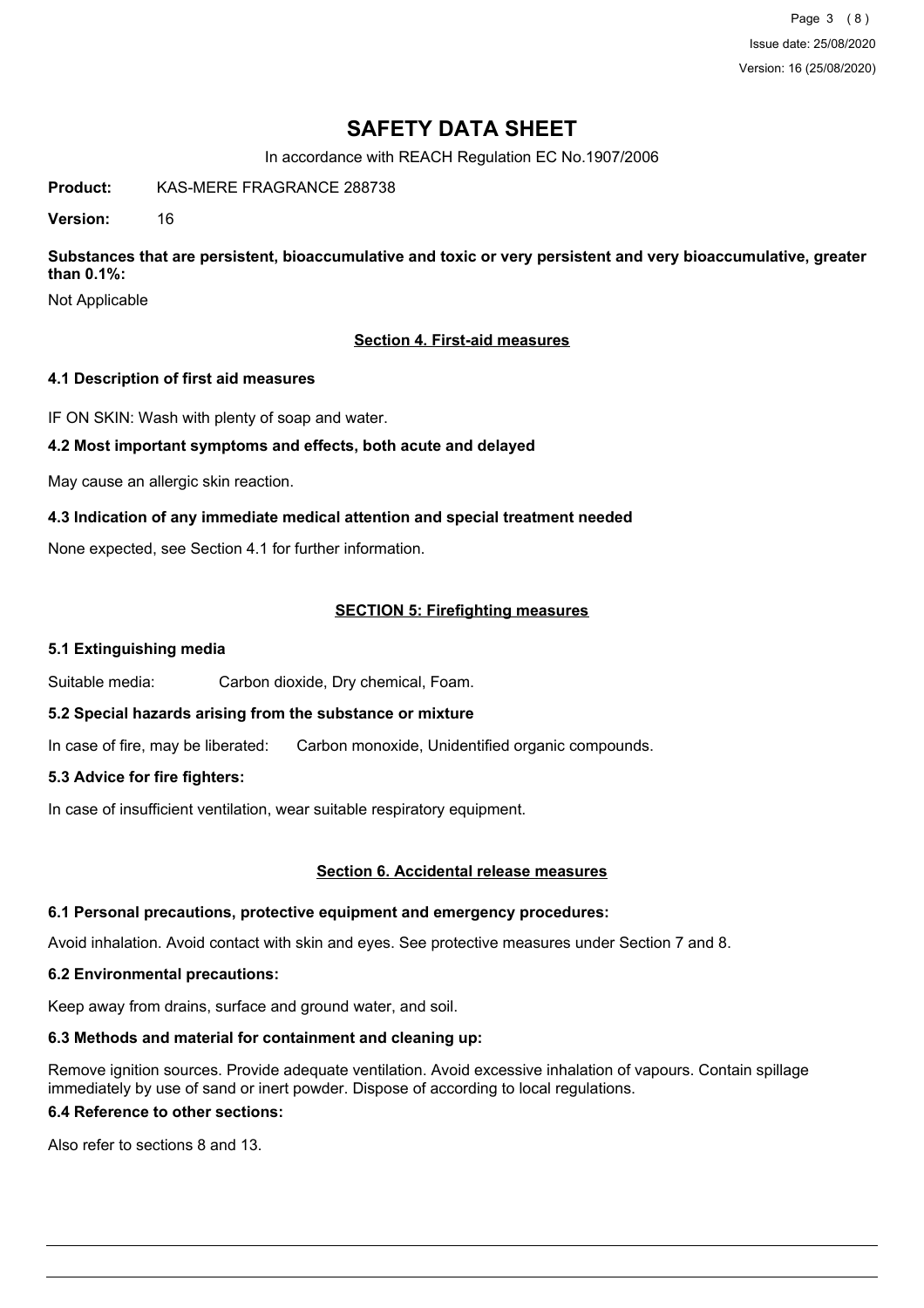# SAFETY DATA SHEET

In accordance with REACH Regulation EC No.1907/2006

**Product:** KAS-MERE FRAGRANCE 288738

**Version:** 16

**Substances that are persistent, bioaccumulative and toxic or very persistent and very bioaccumulative, greater than 0.1%:**

Not Applicable

## Section 4. First-aid measures

### 4.1 Description of first aid measures

IF ON SKIN: Wash with plenty of soap and water.

### 4.2 Most important symptoms and effects, both acute and delayed

May cause an allergic skin reaction.

### 4.3 Indication of any immediate medical attention and special treatment needed

None expected, see Section 4.1 for further information.

## SECTION 5: Firefighting measures

### 5.1 Extinguishing media

Suitable media: Carbon dioxide, Dry chemical, Foam.

### 5.2 Special hazards arising from the substance or mixture

In case of fire, may be liberated: Carbon monoxide, Unidentified organic compounds.

### 5.3 Advice for fire fighters:

In case of insufficient ventilation, wear suitable respiratory equipment.

## Section 6. Accidental release measures

### 6.1 Personal precautions, protective equipment and emergency procedures:

Avoid inhalation. Avoid contact with skin and eyes. See protective measures under Section 7 and 8.

### 6.2 Environmental precautions:

Keep away from drains, surface and ground water, and soil.

### 6.3 Methods and material for containment and cleaning up:

Remove ignition sources. Provide adequate ventilation. Avoid excessive inhalation of vapours. Contain spillage immediately by use of sand or inert powder. Dispose of according to local regulations.

### 6.4 Reference to other sections:

Also refer to sections 8 and 13.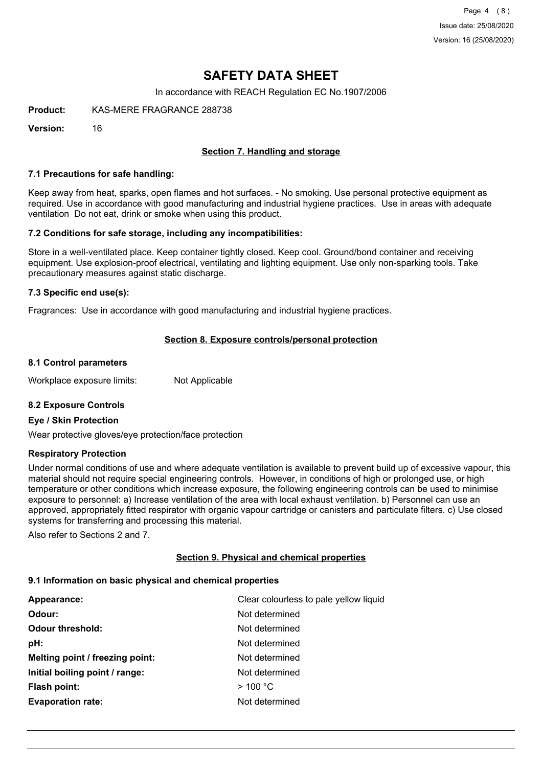# SAFETY DATA SHEET

In accordance with REACH Regulation EC No.1907/2006

**Product:** KAS-MERE FRAGRANCE 288738

**Version:** 16

## Section 7. Handling and storage

### 7.1 Precautions for safe handling:

Keep away from heat, sparks, open flames and hot surfaces. - No smoking. Use personal protective equipment as required. Use in accordance with good manufacturing and industrial hygiene practices. Use in areas with adequate ventilation Do not eat, drink or smoke when using this product.

### 7.2 Conditions for safe storage, including any incompatibilities:

Store in a well-ventilated place. Keep container tightly closed. Keep cool. Ground/bond container and receiving equipment. Use explosion-proof electrical, ventilating and lighting equipment. Use only non-sparking tools. Take precautionary measures against static discharge.

### 7.3 Specific end use(s):

Fragrances: Use in accordance with good manufacturing and industrial hygiene practices.

## Section 8. Exposure controls/personal protection

### 8.1 Control parameters

Workplace exposure limits: Not Applicable

### 8.2 Exposure Controls

**Eye / Skin Protection**

Wear protective gloves/eye protection/face protection

**Respiratory Protection**

Under normal conditions of use and where adequate ventilation is available to prevent build up of excessive vapour, this material should not require special engineering controls. However, in conditions of high or prolonged use, or high temperature or other conditions which increase exposure, the following engineering controls can be used to minimise exposure to personnel: a) Increase ventilation of the area with local exhaust ventilation. b) Personnel can use an approved, appropriately fitted respirator with organic vapour cartridge or canisters and particulate filters. c) Use closed systems for transferring and processing this material.

Also refer to Sections 2 and 7.

## Section 9. Physical and chemical properties

### 9.1 Information on basic physical and chemical properties

| | |
|---|---|
| **Appearance:** | Clear colourless to pale yellow liquid |
| **Odour:** | Not determined |
| **Odour threshold:** | Not determined |
| **pH:** | Not determined |
| **Melting point / freezing point:** | Not determined |
| **Initial boiling point / range:** | Not determined |
| **Flash point:** | > 100 °C |
| **Evaporation rate:** | Not determined |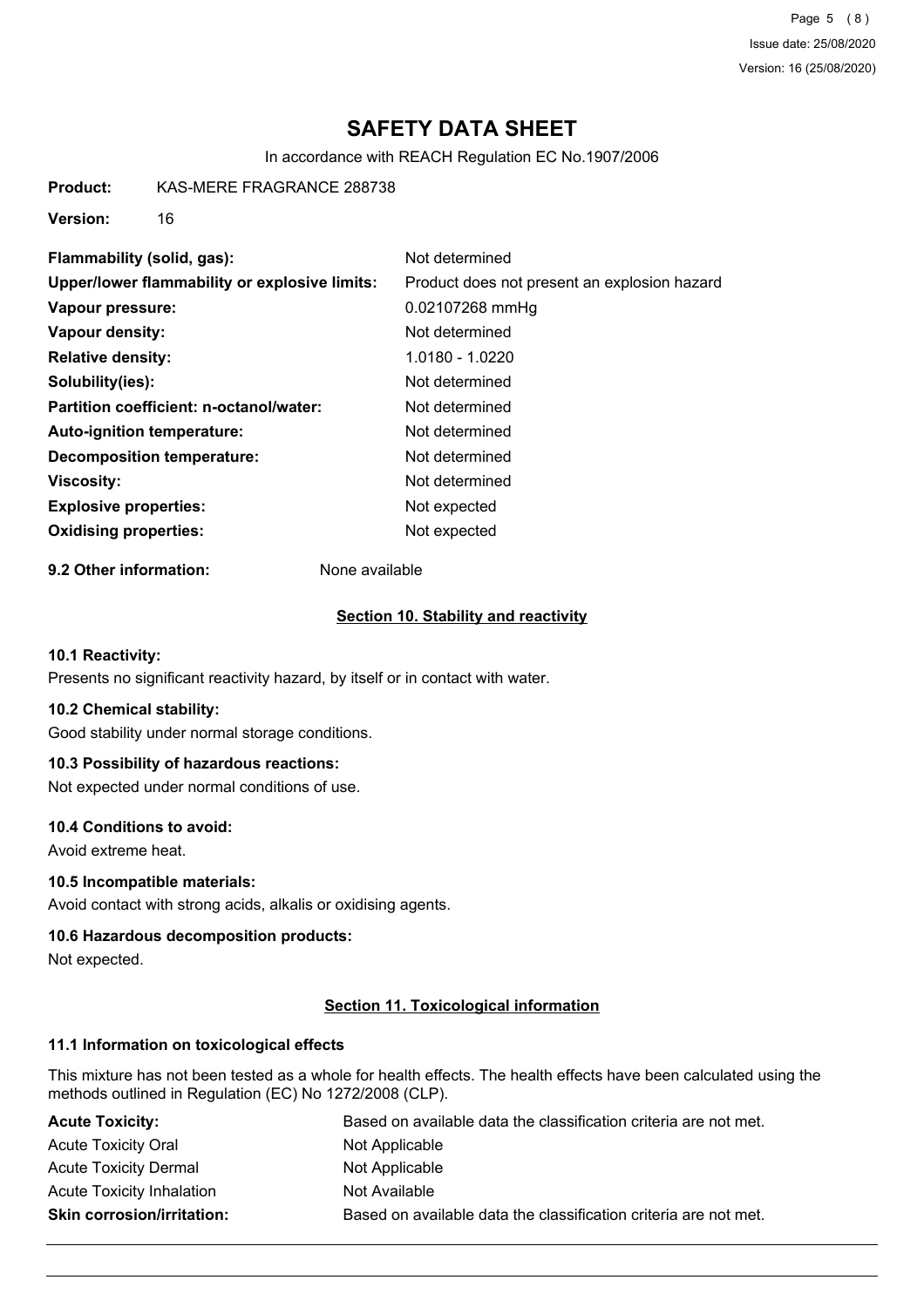# SAFETY DATA SHEET

In accordance with REACH Regulation EC No.1907/2006

**Product:** KAS-MERE FRAGRANCE 288738

**Version:** 16

| | |
|---|---|
| **Flammability (solid, gas):** | Not determined |
| **Upper/lower flammability or explosive limits:** | Product does not present an explosion hazard |
| **Vapour pressure:** | 0.02107268 mmHg |
| **Vapour density:** | Not determined |
| **Relative density:** | 1.0180 - 1.0220 |
| **Solubility(ies):** | Not determined |
| **Partition coefficient: n-octanol/water:** | Not determined |
| **Auto-ignition temperature:** | Not determined |
| **Decomposition temperature:** | Not determined |
| **Viscosity:** | Not determined |
| **Explosive properties:** | Not expected |
| **Oxidising properties:** | Not expected |

**9.2 Other information:** None available

## Section 10. Stability and reactivity

### 10.1 Reactivity:

Presents no significant reactivity hazard, by itself or in contact with water.

### 10.2 Chemical stability:

Good stability under normal storage conditions.

### 10.3 Possibility of hazardous reactions:

Not expected under normal conditions of use.

### 10.4 Conditions to avoid:

Avoid extreme heat.

### 10.5 Incompatible materials:

Avoid contact with strong acids, alkalis or oxidising agents.

### 10.6 Hazardous decomposition products:

Not expected.

## Section 11. Toxicological information

### 11.1 Information on toxicological effects

This mixture has not been tested as a whole for health effects. The health effects have been calculated using the methods outlined in Regulation (EC) No 1272/2008 (CLP).

| | |
|---|---|
| **Acute Toxicity:** | Based on available data the classification criteria are not met. |
| Acute Toxicity Oral | Not Applicable |
| Acute Toxicity Dermal | Not Applicable |
| Acute Toxicity Inhalation | Not Available |
| **Skin corrosion/irritation:** | Based on available data the classification criteria are not met. |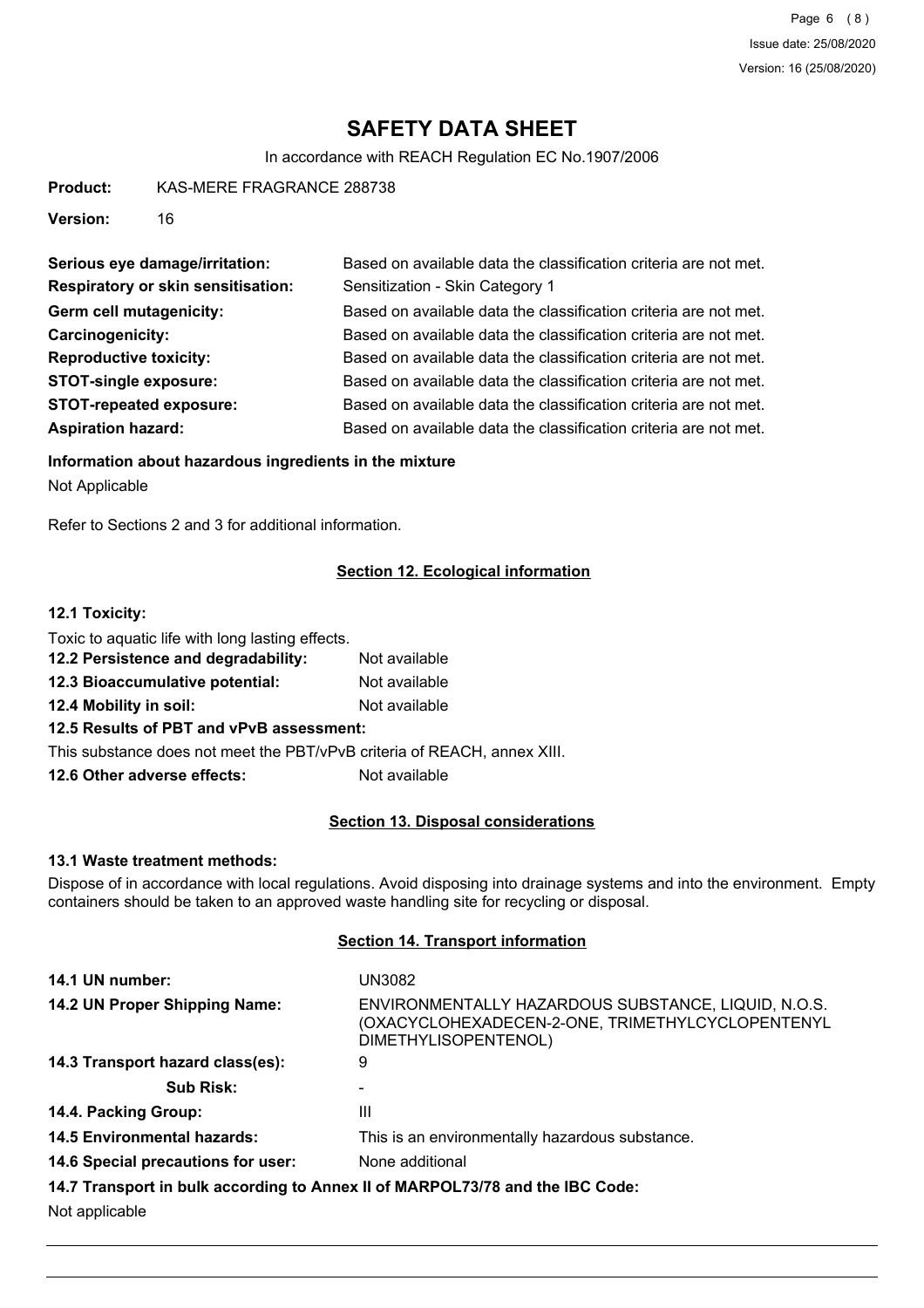# SAFETY DATA SHEET

In accordance with REACH Regulation EC No.1907/2006

**Product:** KAS-MERE FRAGRANCE 288738

**Version:** 16

| | |
|---|---|
| **Serious eye damage/irritation:** | Based on available data the classification criteria are not met. |
| **Respiratory or skin sensitisation:** | Sensitization - Skin Category 1 |
| **Germ cell mutagenicity:** | Based on available data the classification criteria are not met. |
| **Carcinogenicity:** | Based on available data the classification criteria are not met. |
| **Reproductive toxicity:** | Based on available data the classification criteria are not met. |
| **STOT-single exposure:** | Based on available data the classification criteria are not met. |
| **STOT-repeated exposure:** | Based on available data the classification criteria are not met. |
| **Aspiration hazard:** | Based on available data the classification criteria are not met. |

**Information about hazardous ingredients in the mixture**

Not Applicable

Refer to Sections 2 and 3 for additional information.

## Section 12. Ecological information

**12.1 Toxicity:**

Toxic to aquatic life with long lasting effects.

**12.2 Persistence and degradability:** Not available

**12.3 Bioaccumulative potential:** Not available

**12.4 Mobility in soil:** Not available

**12.5 Results of PBT and vPvB assessment:**

This substance does not meet the PBT/vPvB criteria of REACH, annex XIII.

**12.6 Other adverse effects:** Not available

## Section 13. Disposal considerations

**13.1 Waste treatment methods:**

Dispose of in accordance with local regulations. Avoid disposing into drainage systems and into the environment. Empty containers should be taken to an approved waste handling site for recycling or disposal.

## Section 14. Transport information

| | |
|---|---|
| **14.1 UN number:** | UN3082 |
| **14.2 UN Proper Shipping Name:** | ENVIRONMENTALLY HAZARDOUS SUBSTANCE, LIQUID, N.O.S. (OXACYCLOHEXADECEN-2-ONE, TRIMETHYLCYCLOPENTENYL DIMETHYLISOPENTENOL) |
| **14.3 Transport hazard class(es):** | 9 |
| **Sub Risk:** | - |
| **14.4. Packing Group:** | III |
| **14.5 Environmental hazards:** | This is an environmentally hazardous substance. |
| **14.6 Special precautions for user:** | None additional |

**14.7 Transport in bulk according to Annex II of MARPOL73/78 and the IBC Code:**

Not applicable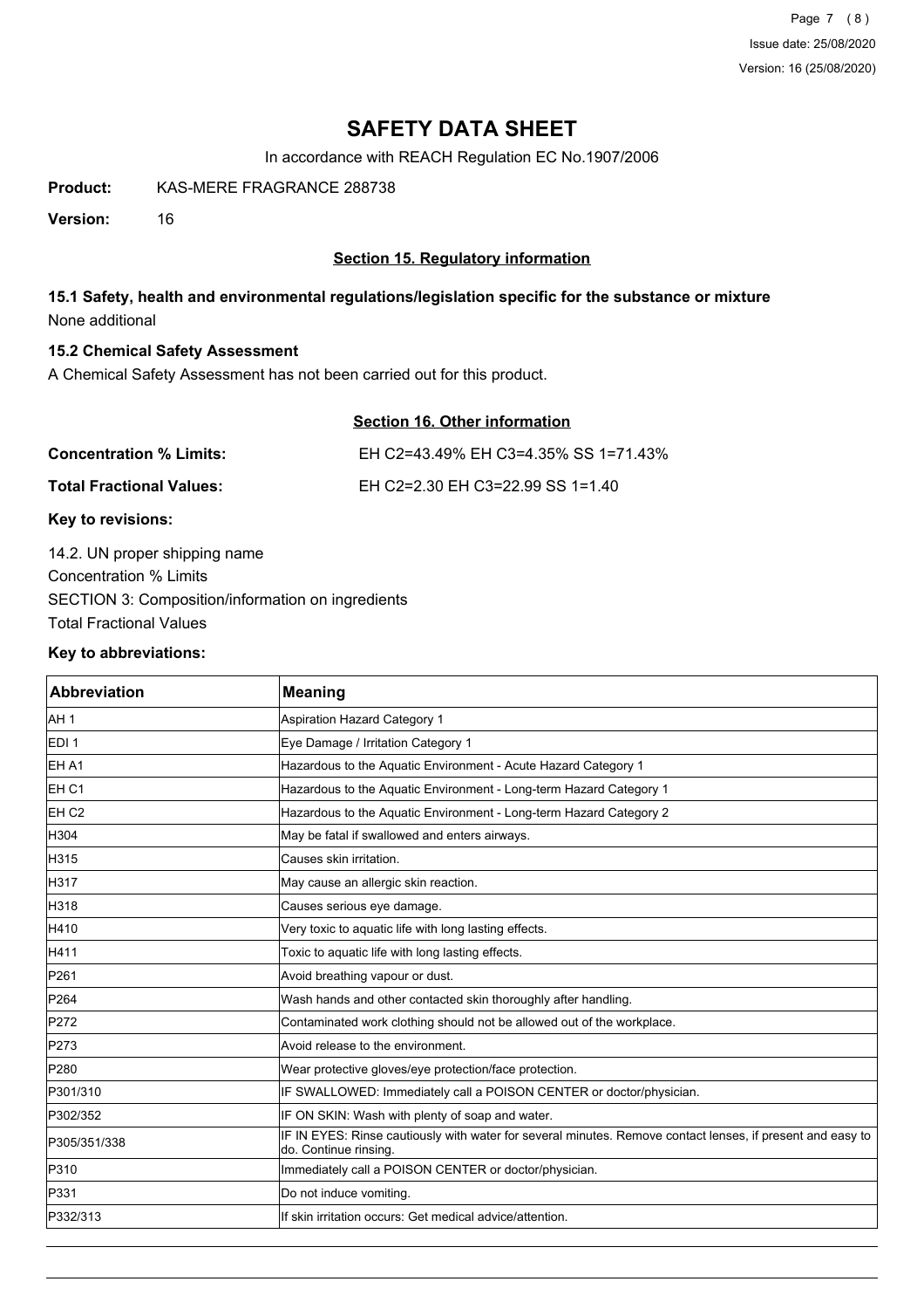# SAFETY DATA SHEET

In accordance with REACH Regulation EC No.1907/2006

**Product:** KAS-MERE FRAGRANCE 288738

**Version:** 16

## Section 15. Regulatory information

### 15.1 Safety, health and environmental regulations/legislation specific for the substance or mixture

None additional

### 15.2 Chemical Safety Assessment

A Chemical Safety Assessment has not been carried out for this product.

## Section 16. Other information

**Concentration % Limits:** EH C2=43.49% EH C3=4.35% SS 1=71.43%

**Total Fractional Values:** EH C2=2.30 EH C3=22.99 SS 1=1.40

**Key to revisions:**

14.2. UN proper shipping name

Concentration % Limits

SECTION 3: Composition/information on ingredients

Total Fractional Values

**Key to abbreviations:**

| Abbreviation | Meaning |
|---|---|
| AH 1 | Aspiration Hazard Category 1 |
| EDI 1 | Eye Damage / Irritation Category 1 |
| EH A1 | Hazardous to the Aquatic Environment - Acute Hazard Category 1 |
| EH C1 | Hazardous to the Aquatic Environment - Long-term Hazard Category 1 |
| EH C2 | Hazardous to the Aquatic Environment - Long-term Hazard Category 2 |
| H304 | May be fatal if swallowed and enters airways. |
| H315 | Causes skin irritation. |
| H317 | May cause an allergic skin reaction. |
| H318 | Causes serious eye damage. |
| H410 | Very toxic to aquatic life with long lasting effects. |
| H411 | Toxic to aquatic life with long lasting effects. |
| P261 | Avoid breathing vapour or dust. |
| P264 | Wash hands and other contacted skin thoroughly after handling. |
| P272 | Contaminated work clothing should not be allowed out of the workplace. |
| P273 | Avoid release to the environment. |
| P280 | Wear protective gloves/eye protection/face protection. |
| P301/310 | IF SWALLOWED: Immediately call a POISON CENTER or doctor/physician. |
| P302/352 | IF ON SKIN: Wash with plenty of soap and water. |
| P305/351/338 | IF IN EYES: Rinse cautiously with water for several minutes. Remove contact lenses, if present and easy to do. Continue rinsing. |
| P310 | Immediately call a POISON CENTER or doctor/physician. |
| P331 | Do not induce vomiting. |
| P332/313 | If skin irritation occurs: Get medical advice/attention. |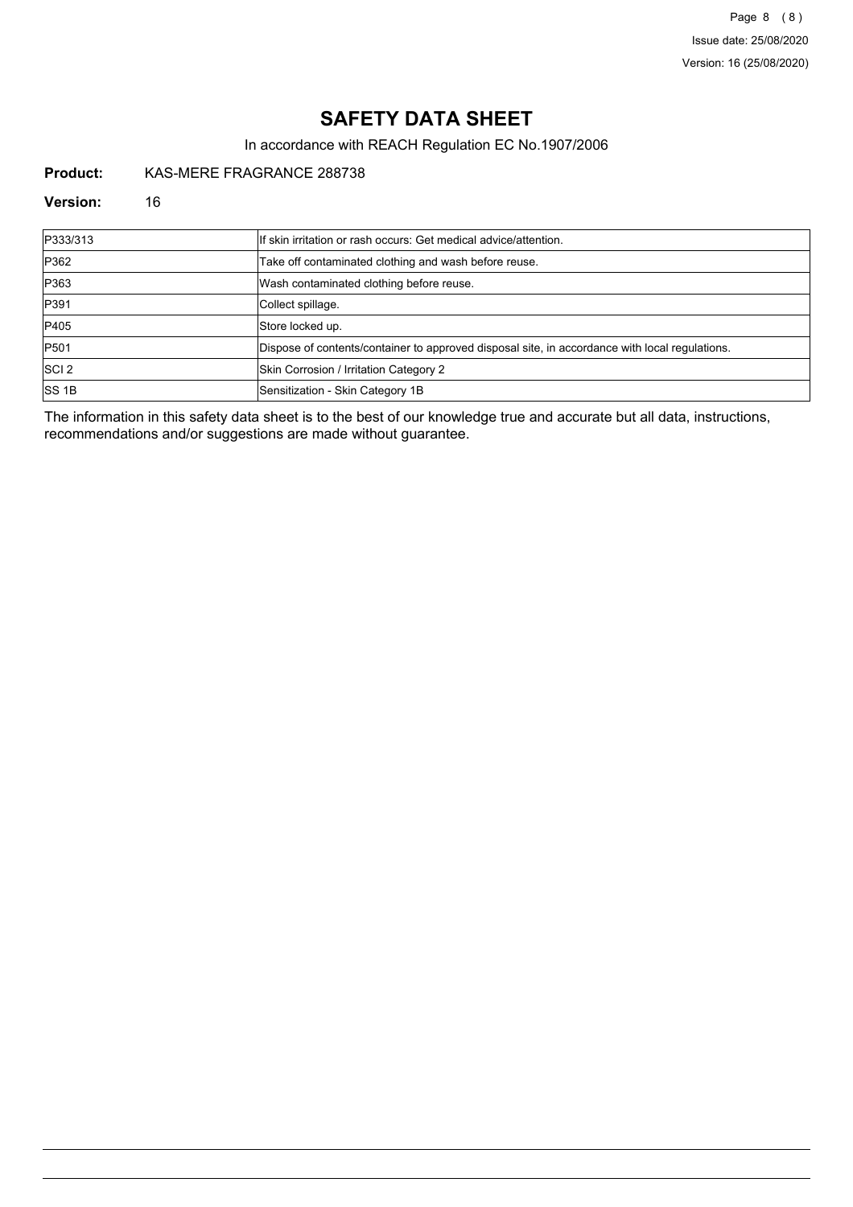# SAFETY DATA SHEET

In accordance with REACH Regulation EC No.1907/2006

**Product:** KAS-MERE FRAGRANCE 288738

**Version:** 16

| | |
|---|---|
| P333/313 | If skin irritation or rash occurs: Get medical advice/attention. |
| P362 | Take off contaminated clothing and wash before reuse. |
| P363 | Wash contaminated clothing before reuse. |
| P391 | Collect spillage. |
| P405 | Store locked up. |
| P501 | Dispose of contents/container to approved disposal site, in accordance with local regulations. |
| SCI 2 | Skin Corrosion / Irritation Category 2 |
| SS 1B | Sensitization - Skin Category 1B |

The information in this safety data sheet is to the best of our knowledge true and accurate but all data, instructions, recommendations and/or suggestions are made without guarantee.